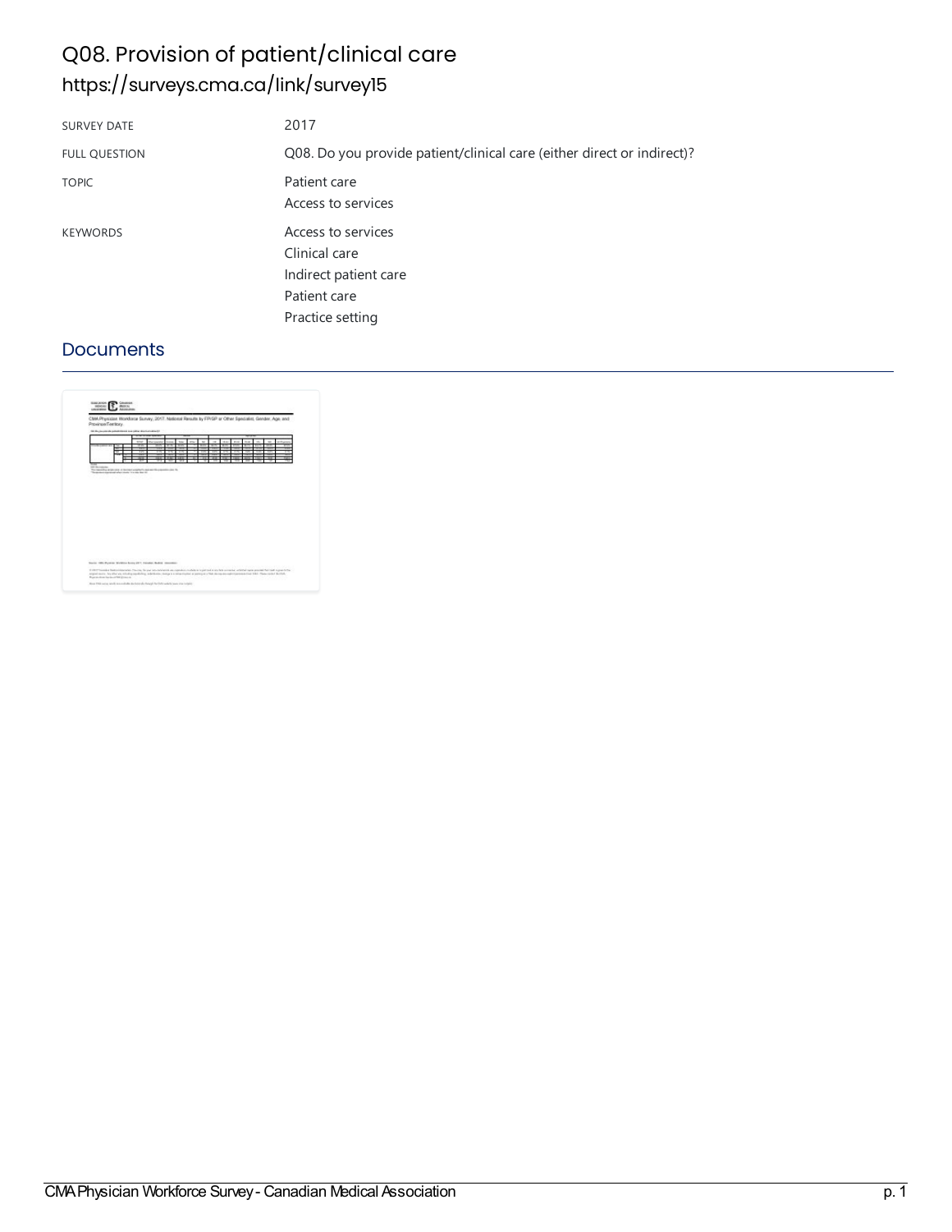# Q08. Provision of patient/clinical care

## https://surveys.cma.ca/link/survey15

| | |
|---|---|
| SURVEY DATE | 2017 |
| FULL QUESTION | Q08. Do you provide patient/clinical care (either direct or indirect)? |
| TOPIC | Patient care<br>Access to services |
| KEYWORDS | Access to services<br>Clinical care<br>Indirect patient care<br>Patient care<br>Practice setting |

## Documents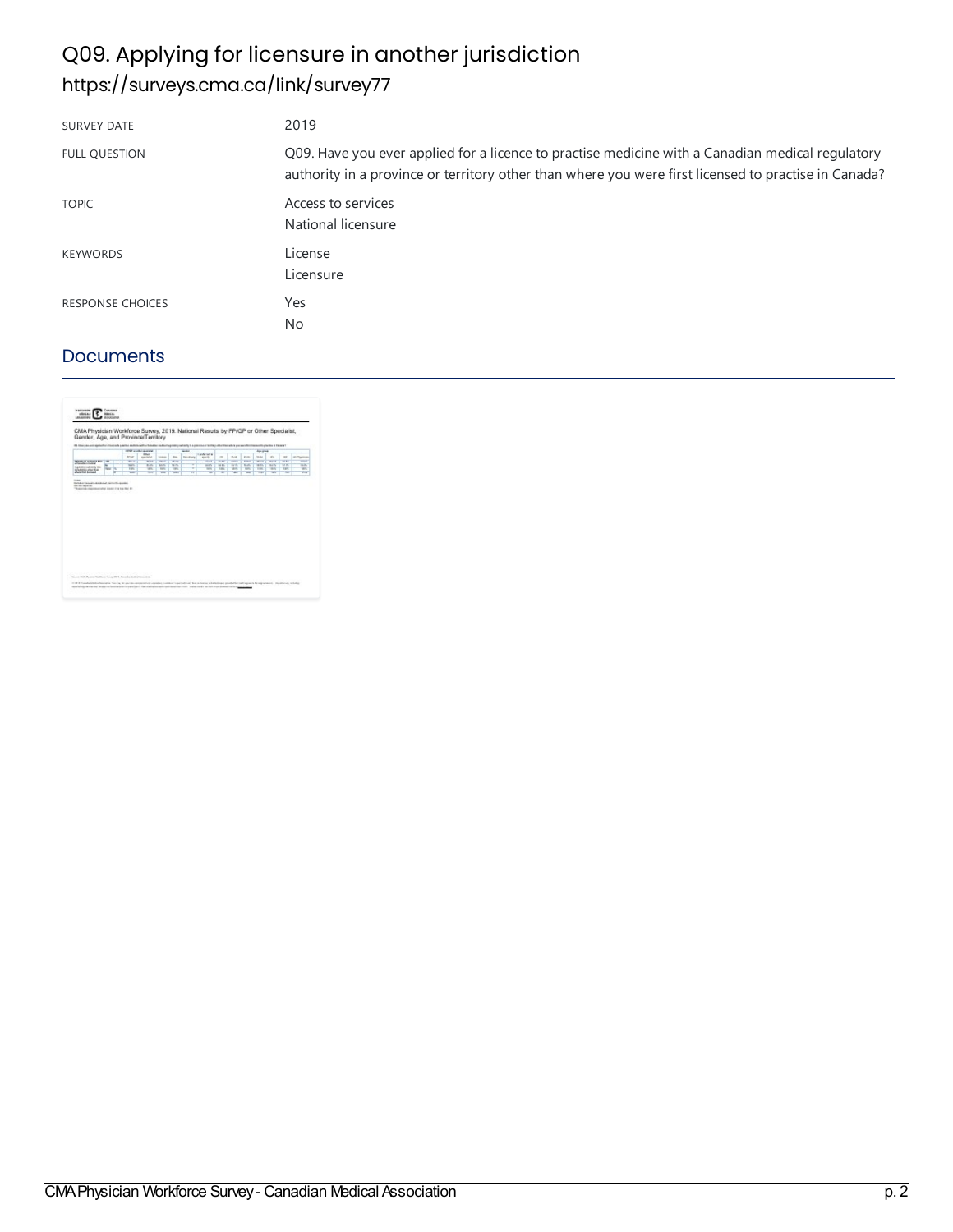# Q09. Applying for licensure in another jurisdiction

## https://surveys.cma.ca/link/survey77

| | |
|---|---|
| SURVEY DATE | 2019 |
| FULL QUESTION | Q09. Have you ever applied for a licence to practise medicine with a Canadian medical regulatory authority in a province or territory other than where you were first licensed to practise in Canada? |
| TOPIC | Access to services<br>National licensure |
| KEYWORDS | License<br>Licensure |
| RESPONSE CHOICES | Yes<br>No |

## Documents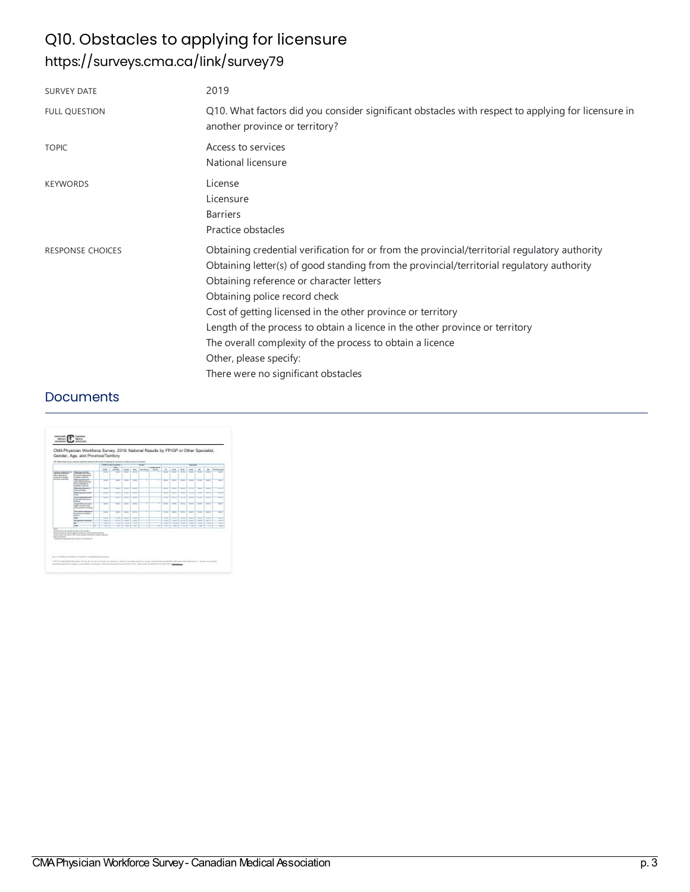# Q10. Obstacles to applying for licensure

## https://surveys.cma.ca/link/survey79

| | |
|---|---|
| SURVEY DATE | 2019 |
| FULL QUESTION | Q10. What factors did you consider significant obstacles with respect to applying for licensure in another province or territory? |
| TOPIC | Access to services<br>National licensure |
| KEYWORDS | License<br>Licensure<br>Barriers<br>Practice obstacles |
| RESPONSE CHOICES | Obtaining credential verification for or from the provincial/territorial regulatory authority<br>Obtaining letter(s) of good standing from the provincial/territorial regulatory authority<br>Obtaining reference or character letters<br>Obtaining police record check<br>Cost of getting licensed in the other province or territory<br>Length of the process to obtain a licence in the other province or territory<br>The overall complexity of the process to obtain a licence<br>Other, please specify:<br>There were no significant obstacles |

## Documents

CMA Physician Workforce Survey, 2019: National Results by FP/GP or Other Specialist, Gender, Age, and Province/Territory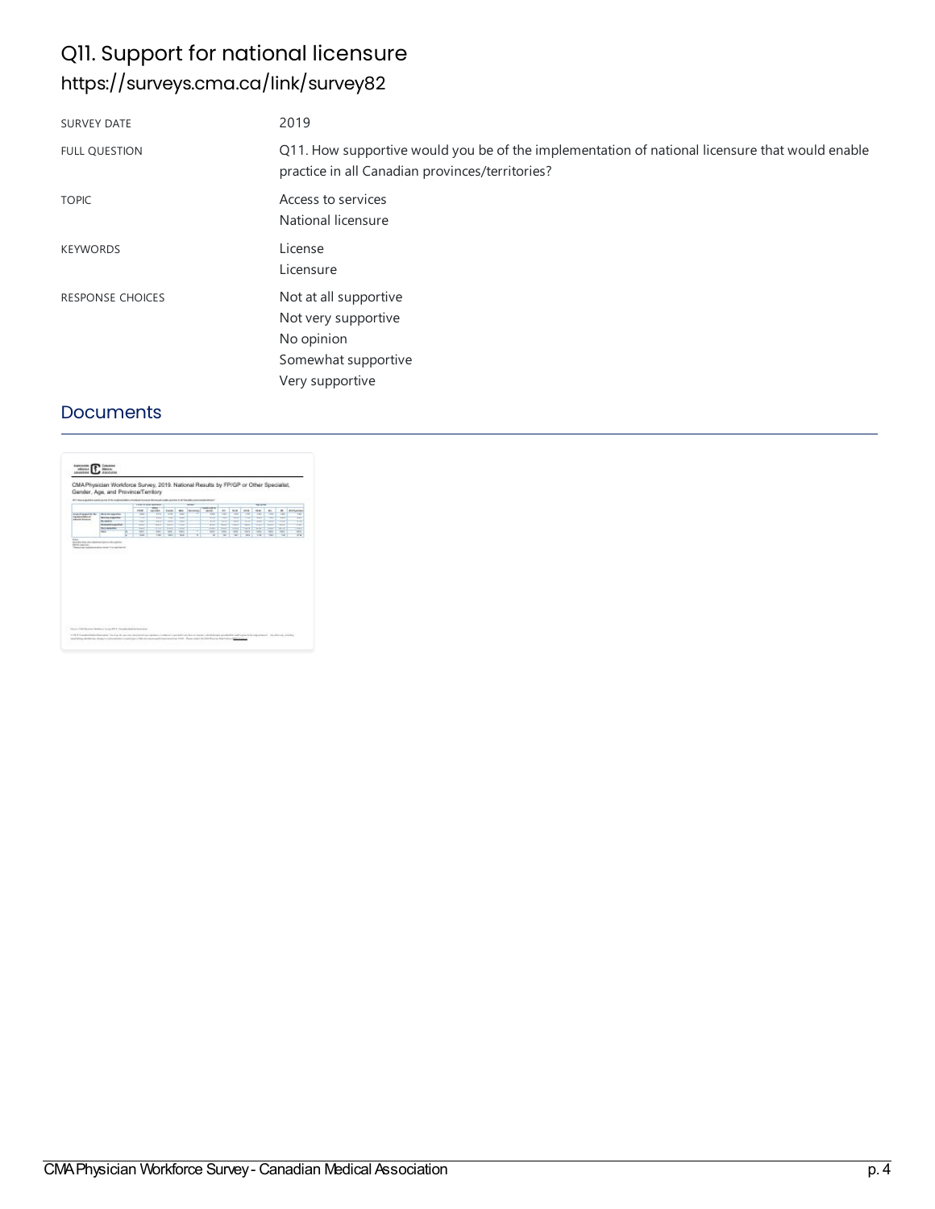# Q11. Support for national licensure

## https://surveys.cma.ca/link/survey82

| | |
|---|---|
| SURVEY DATE | 2019 |
| FULL QUESTION | Q11. How supportive would you be of the implementation of national licensure that would enable practice in all Canadian provinces/territories? |
| TOPIC | Access to services<br>National licensure |
| KEYWORDS | License<br>Licensure |
| RESPONSE CHOICES | Not at all supportive<br>Not very supportive<br>No opinion<br>Somewhat supportive<br>Very supportive |

## Documents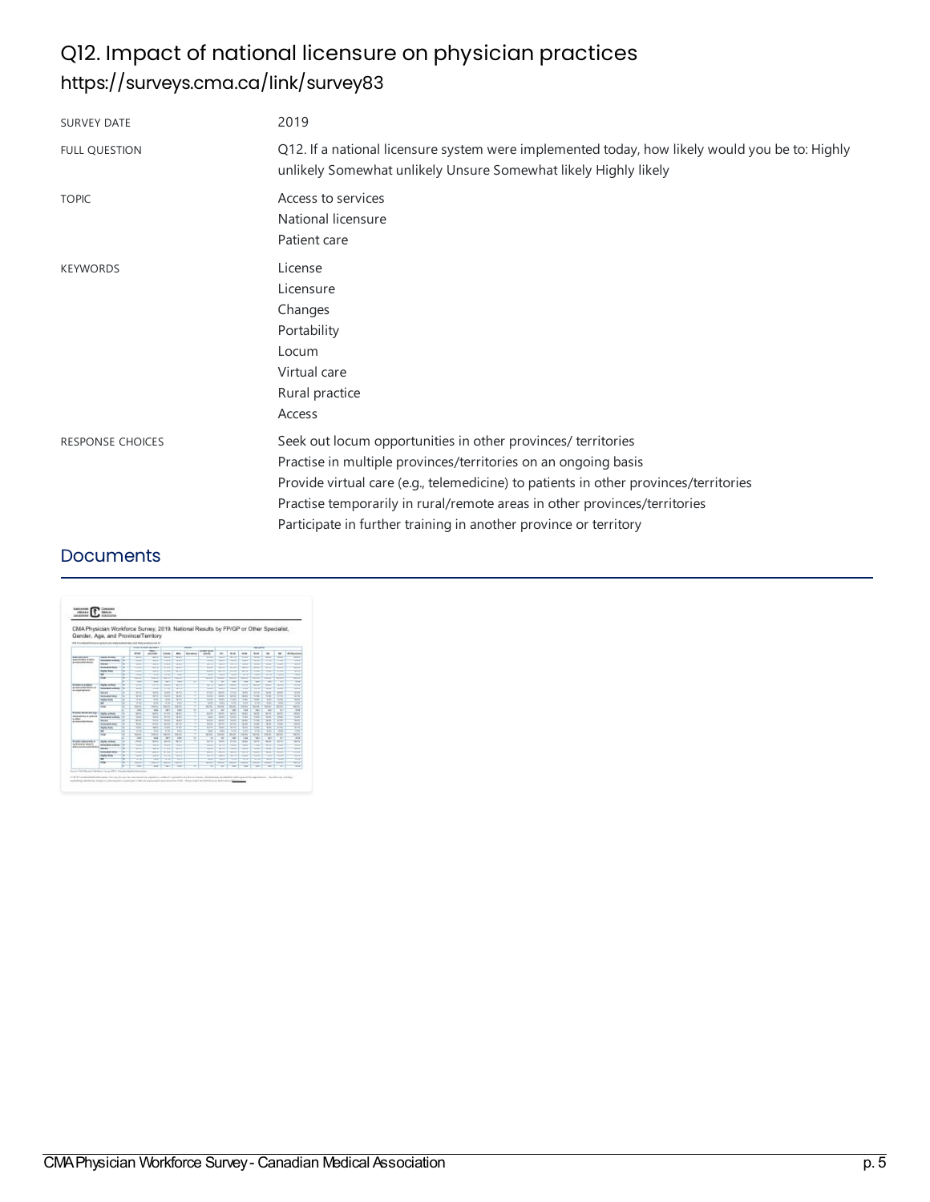# Q12. Impact of national licensure on physician practices

## https://surveys.cma.ca/link/survey83

| | |
|---|---|
| SURVEY DATE | 2019 |
| FULL QUESTION | Q12. If a national licensure system were implemented today, how likely would you be to: Highly unlikely Somewhat unlikely Unsure Somewhat likely Highly likely |
| TOPIC | Access to services<br>National licensure<br>Patient care |
| KEYWORDS | License<br>Licensure<br>Changes<br>Portability<br>Locum<br>Virtual care<br>Rural practice<br>Access |
| RESPONSE CHOICES | Seek out locum opportunities in other provinces/ territories<br>Practise in multiple provinces/territories on an ongoing basis<br>Provide virtual care (e.g., telemedicine) to patients in other provinces/territories<br>Practise temporarily in rural/remote areas in other provinces/territories<br>Participate in further training in another province or territory |

## Documents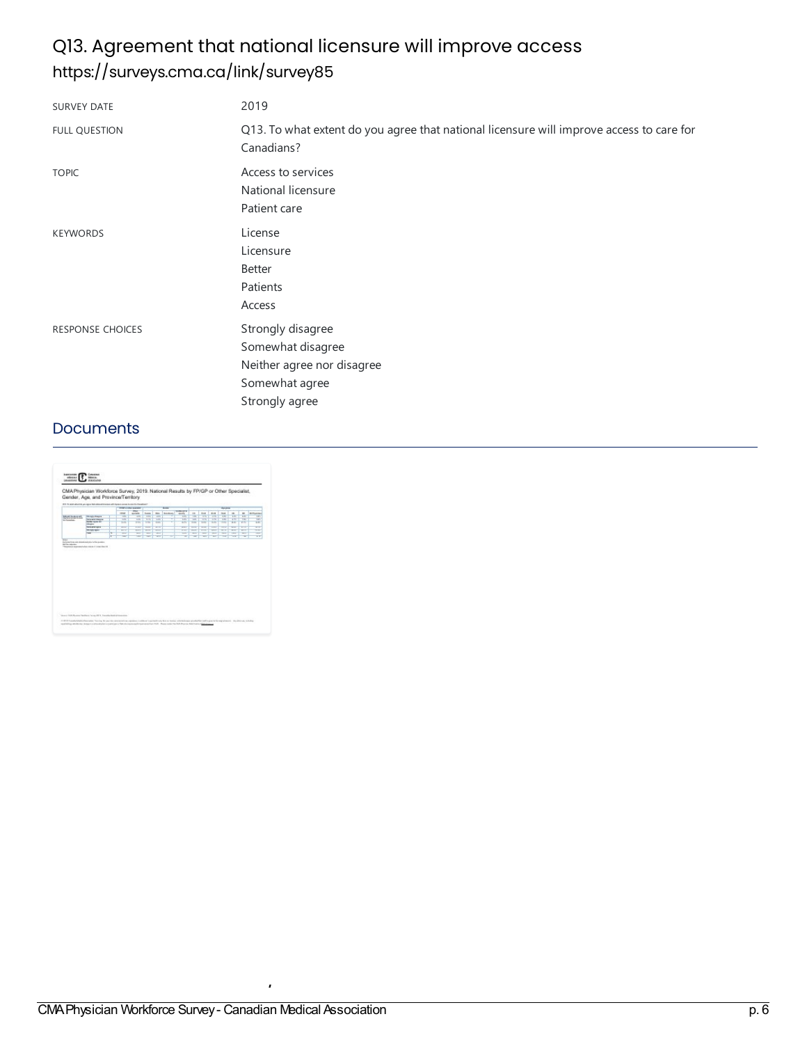# Q13. Agreement that national licensure will improve access

## https://surveys.cma.ca/link/survey85

| | |
|---|---|
| SURVEY DATE | 2019 |
| FULL QUESTION | Q13. To what extent do you agree that national licensure will improve access to care for Canadians? |
| TOPIC | Access to services<br>National licensure<br>Patient care |
| KEYWORDS | License<br>Licensure<br>Better<br>Patients<br>Access |
| RESPONSE CHOICES | Strongly disagree<br>Somewhat disagree<br>Neither agree nor disagree<br>Somewhat agree<br>Strongly agree |

## Documents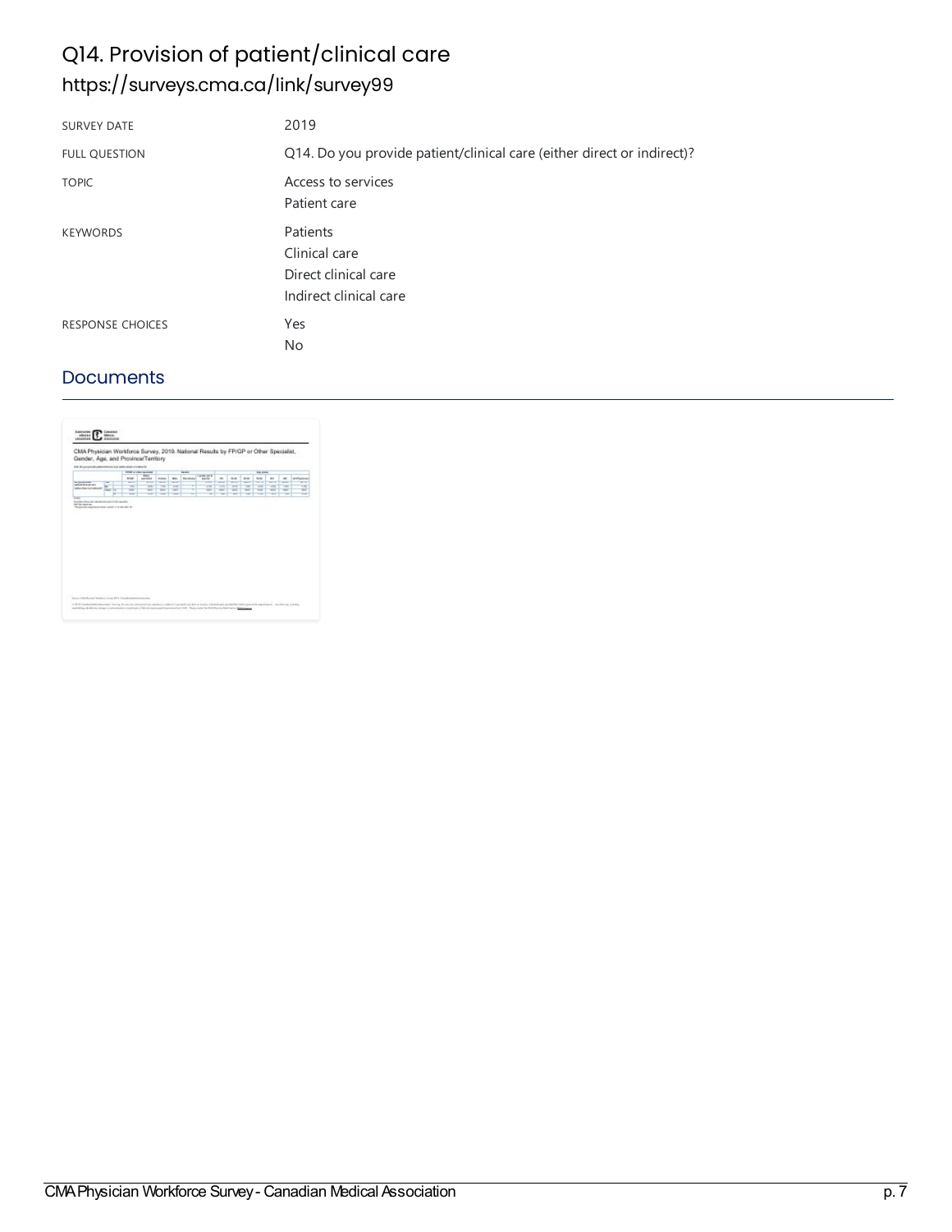# Q14. Provision of patient/clinical care

## https://surveys.cma.ca/link/survey99

| | |
|---|---|
| SURVEY DATE | 2019 |
| FULL QUESTION | Q14. Do you provide patient/clinical care (either direct or indirect)? |
| TOPIC | Access to services<br>Patient care |
| KEYWORDS | Patients<br>Clinical care<br>Direct clinical care<br>Indirect clinical care |
| RESPONSE CHOICES | Yes<br>No |

## Documents

CMA Physician Workforce Survey, 2019: National Results by FP/GP or Other Specialist, Gender, Age, and Province/Territory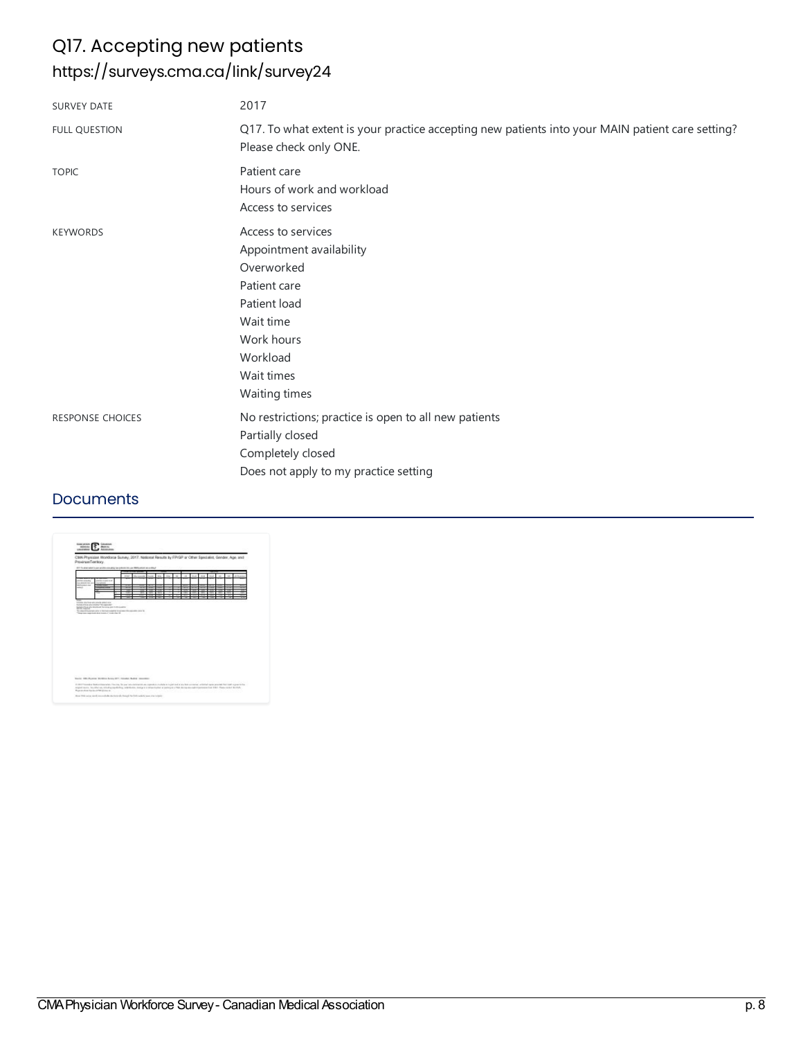# Q17. Accepting new patients

## https://surveys.cma.ca/link/survey24

| | |
|---|---|
| SURVEY DATE | 2017 |
| FULL QUESTION | Q17. To what extent is your practice accepting new patients into your MAIN patient care setting? Please check only ONE. |
| TOPIC | Patient care<br>Hours of work and workload<br>Access to services |
| KEYWORDS | Access to services<br>Appointment availability<br>Overworked<br>Patient care<br>Patient load<br>Wait time<br>Work hours<br>Workload<br>Wait times<br>Waiting times |
| RESPONSE CHOICES | No restrictions; practice is open to all new patients<br>Partially closed<br>Completely closed<br>Does not apply to my practice setting |

## Documents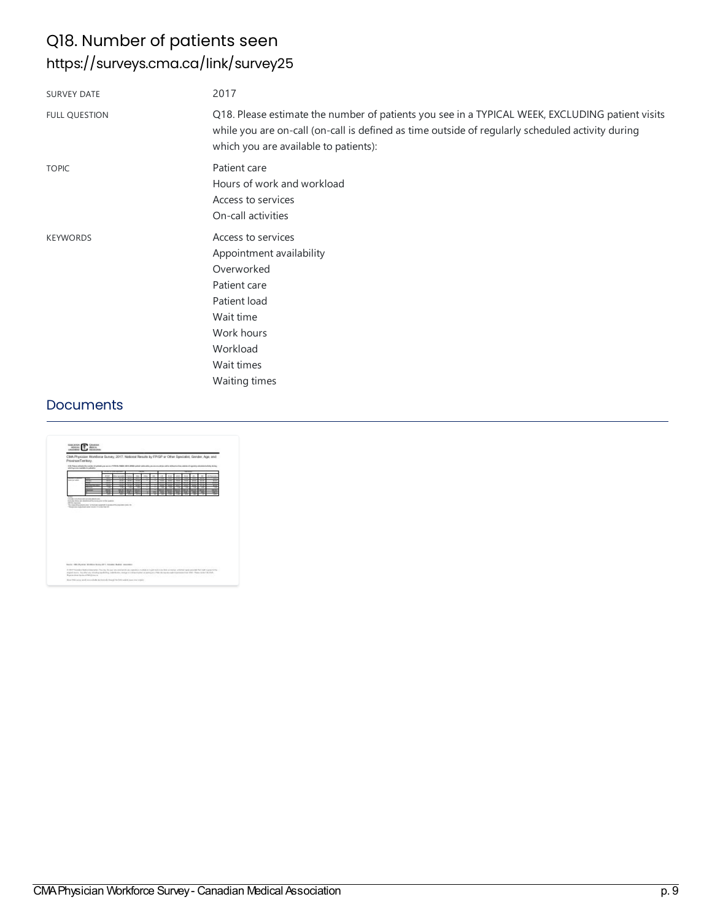# Q18. Number of patients seen

## https://surveys.cma.ca/link/survey25

| | |
|---|---|
| SURVEY DATE | 2017 |
| FULL QUESTION | Q18. Please estimate the number of patients you see in a TYPICAL WEEK, EXCLUDING patient visits while you are on-call (on-call is defined as time outside of regularly scheduled activity during which you are available to patients): |
| TOPIC | Patient care<br>Hours of work and workload<br>Access to services<br>On-call activities |
| KEYWORDS | Access to services<br>Appointment availability<br>Overworked<br>Patient care<br>Patient load<br>Wait time<br>Work hours<br>Workload<br>Wait times<br>Waiting times |

## Documents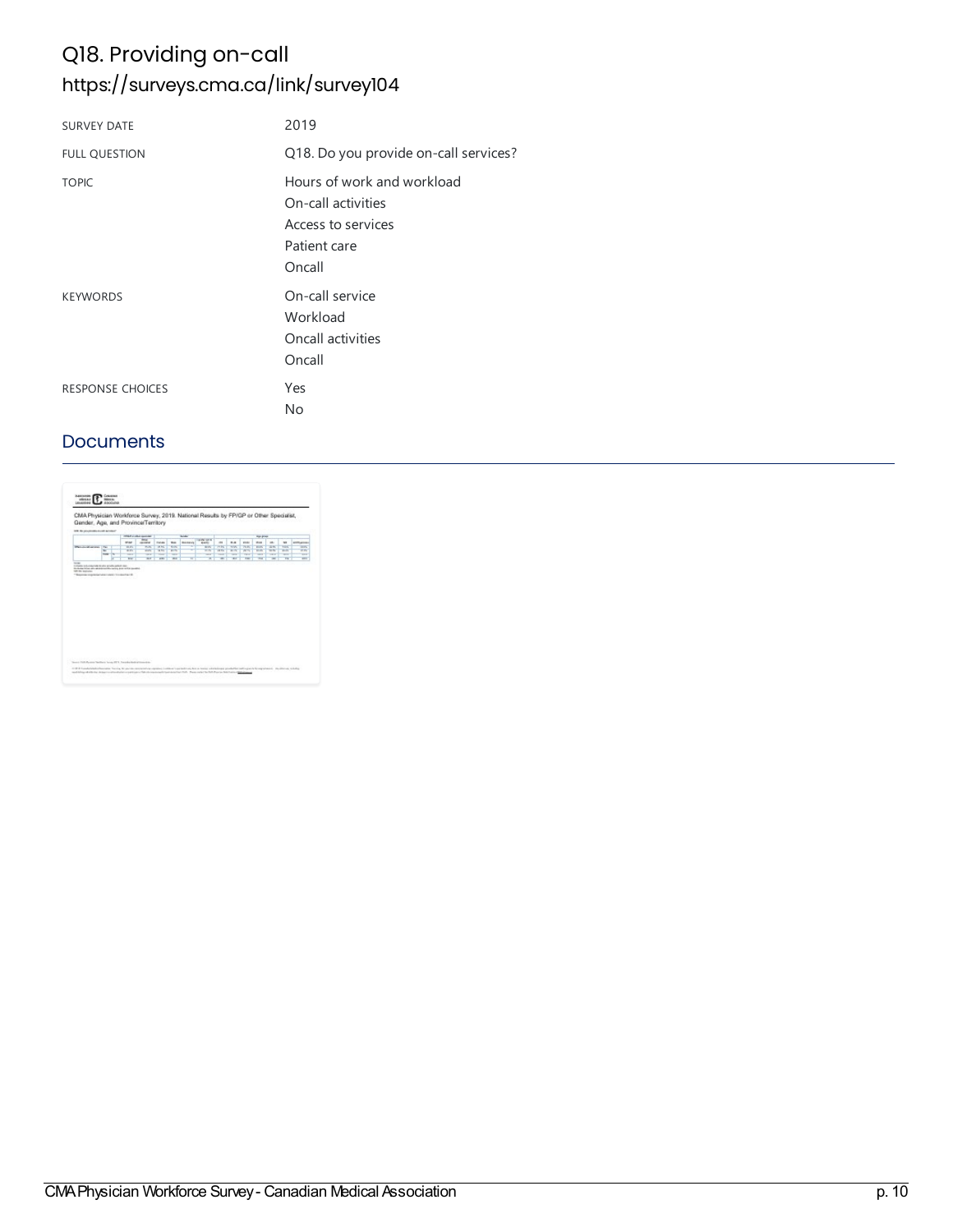# Q18. Providing on-call
## https://surveys.cma.ca/link/survey104

| | |
|---|---|
| SURVEY DATE | 2019 |
| FULL QUESTION | Q18. Do you provide on-call services? |
| TOPIC | Hours of work and workload<br>On-call activities<br>Access to services<br>Patient care<br>Oncall |
| KEYWORDS | On-call service<br>Workload<br>Oncall activities<br>Oncall |
| RESPONSE CHOICES | Yes<br>No |

## Documents

CMA Physician Workforce Survey, 2019. National Results by FP/GP or Other Specialist, Gender, Age, and Province/Territory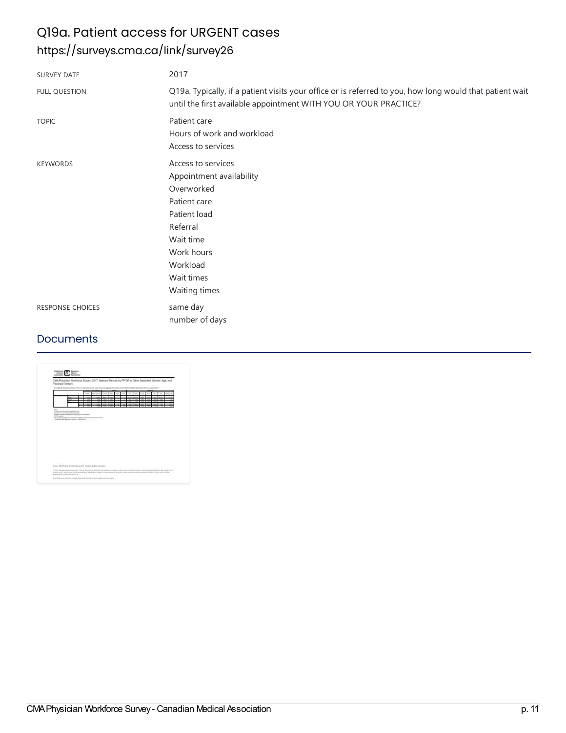# Q19a. Patient access for URGENT cases

## https://surveys.cma.ca/link/survey26

| | |
|---|---|
| SURVEY DATE | 2017 |
| FULL QUESTION | Q19a. Typically, if a patient visits your office or is referred to you, how long would that patient wait until the first available appointment WITH YOU OR YOUR PRACTICE? |
| TOPIC | Patient care<br>Hours of work and workload<br>Access to services |
| KEYWORDS | Access to services<br>Appointment availability<br>Overworked<br>Patient care<br>Patient load<br>Referral<br>Wait time<br>Work hours<br>Workload<br>Wait times<br>Waiting times |
| RESPONSE CHOICES | same day<br>number of days |

## Documents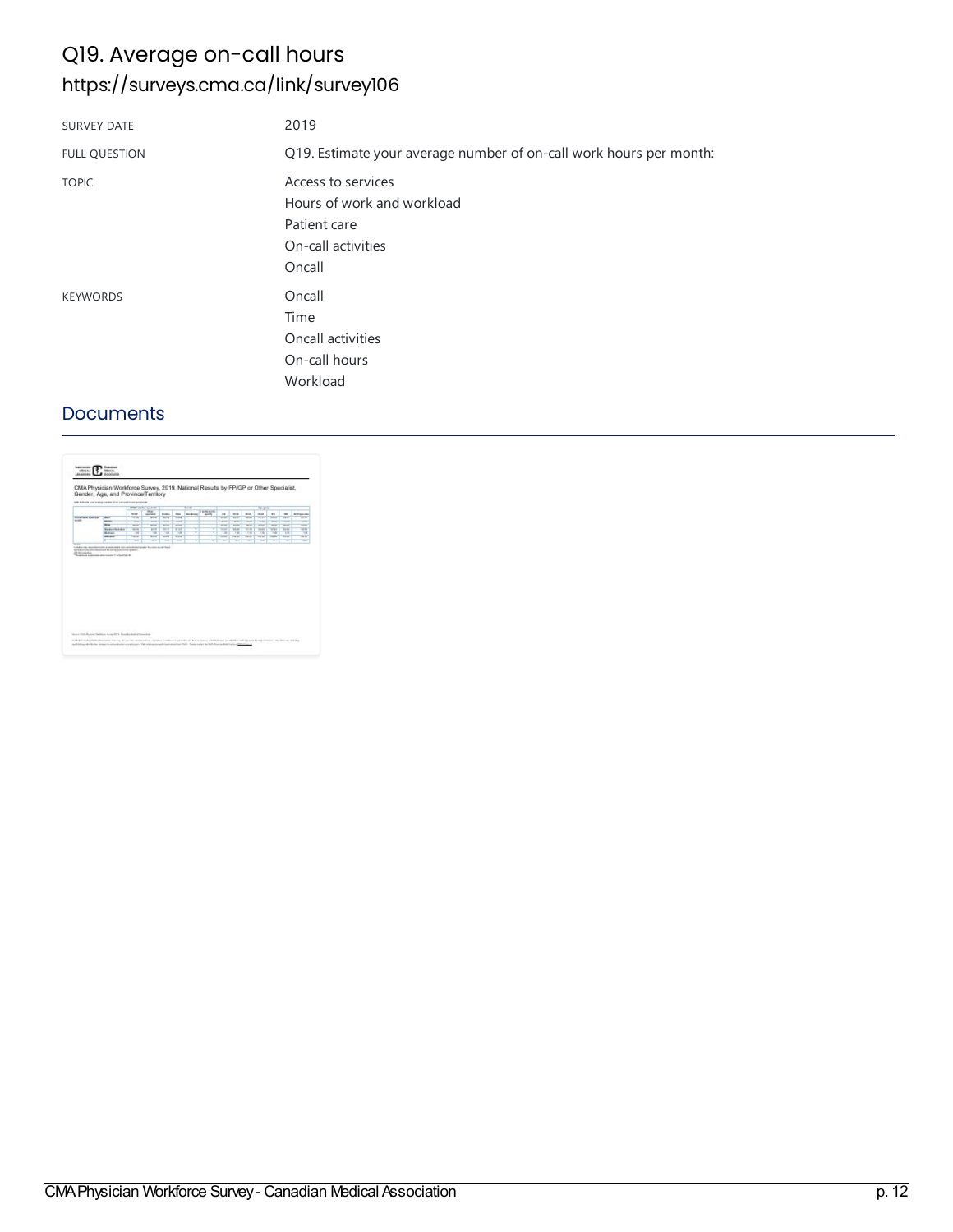# Q19. Average on-call hours

## https://surveys.cma.ca/link/survey106

| | |
|---|---|
| SURVEY DATE | 2019 |
| FULL QUESTION | Q19. Estimate your average number of on-call work hours per month: |
| TOPIC | Access to services<br>Hours of work and workload<br>Patient care<br>On-call activities<br>Oncall |
| KEYWORDS | Oncall<br>Time<br>Oncall activities<br>On-call hours<br>Workload |

## Documents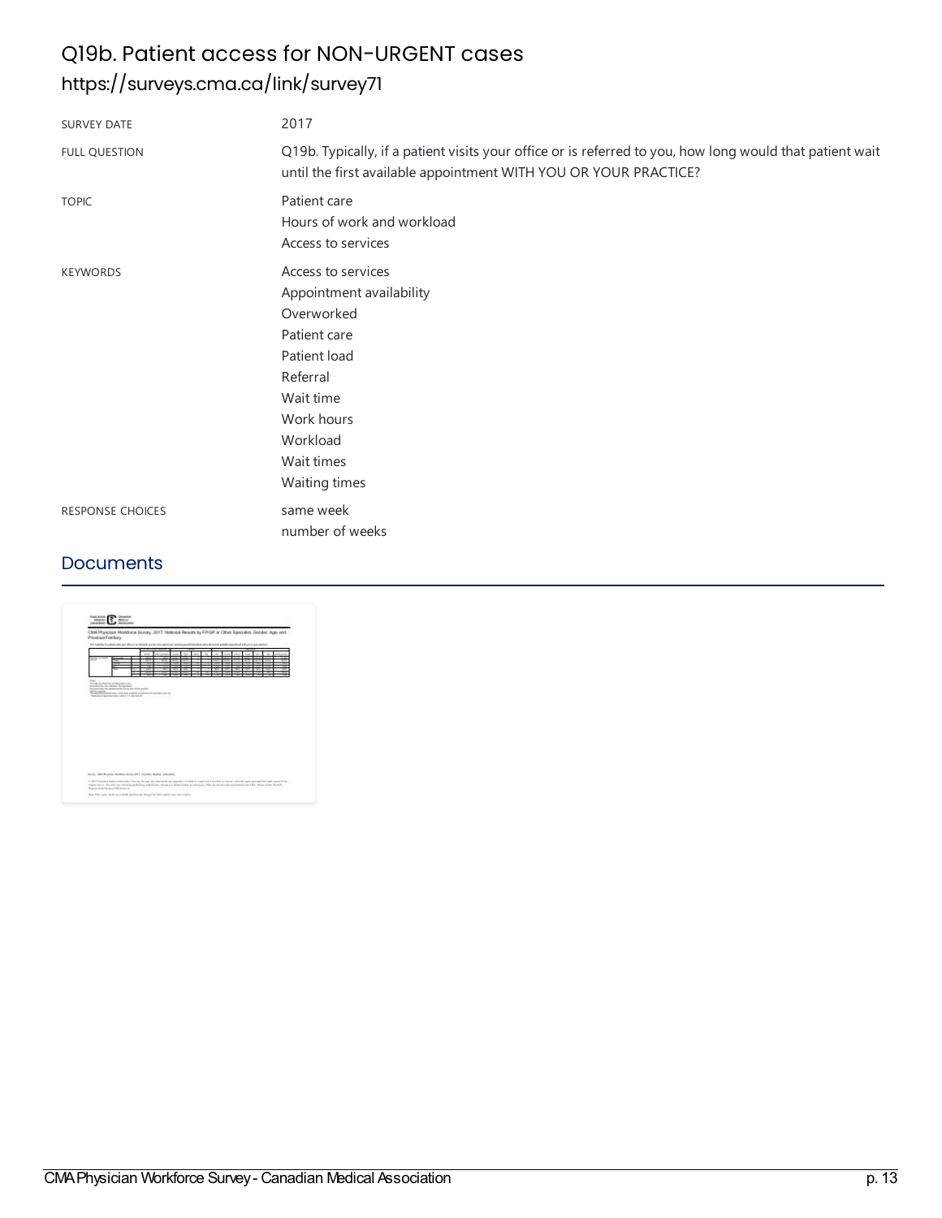# Q19b. Patient access for NON-URGENT cases

## https://surveys.cma.ca/link/survey71

| | |
|---|---|
| SURVEY DATE | 2017 |
| FULL QUESTION | Q19b. Typically, if a patient visits your office or is referred to you, how long would that patient wait until the first available appointment WITH YOU OR YOUR PRACTICE? |
| TOPIC | Patient care<br>Hours of work and workload<br>Access to services |
| KEYWORDS | Access to services<br>Appointment availability<br>Overworked<br>Patient care<br>Patient load<br>Referral<br>Wait time<br>Work hours<br>Workload<br>Wait times<br>Waiting times |
| RESPONSE CHOICES | same week<br>number of weeks |

## Documents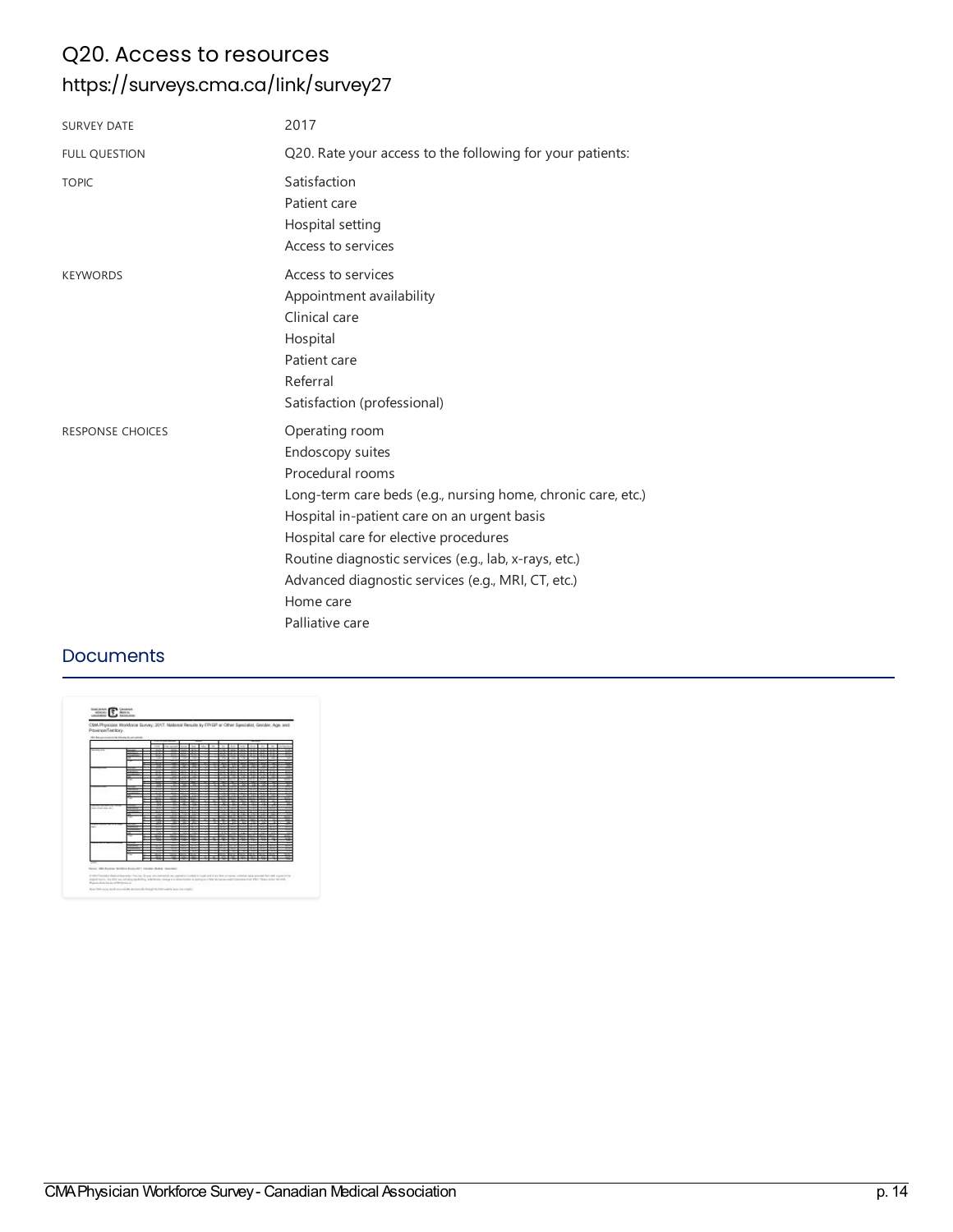# Q20. Access to resources

## https://surveys.cma.ca/link/survey27

| | |
|---|---|
| SURVEY DATE | 2017 |
| FULL QUESTION | Q20. Rate your access to the following for your patients: |
| TOPIC | Satisfaction<br>Patient care<br>Hospital setting<br>Access to services |
| KEYWORDS | Access to services<br>Appointment availability<br>Clinical care<br>Hospital<br>Patient care<br>Referral<br>Satisfaction (professional) |
| RESPONSE CHOICES | Operating room<br>Endoscopy suites<br>Procedural rooms<br>Long-term care beds (e.g., nursing home, chronic care, etc.)<br>Hospital in-patient care on an urgent basis<br>Hospital care for elective procedures<br>Routine diagnostic services (e.g., lab, x-rays, etc.)<br>Advanced diagnostic services (e.g., MRI, CT, etc.)<br>Home care<br>Palliative care |

## Documents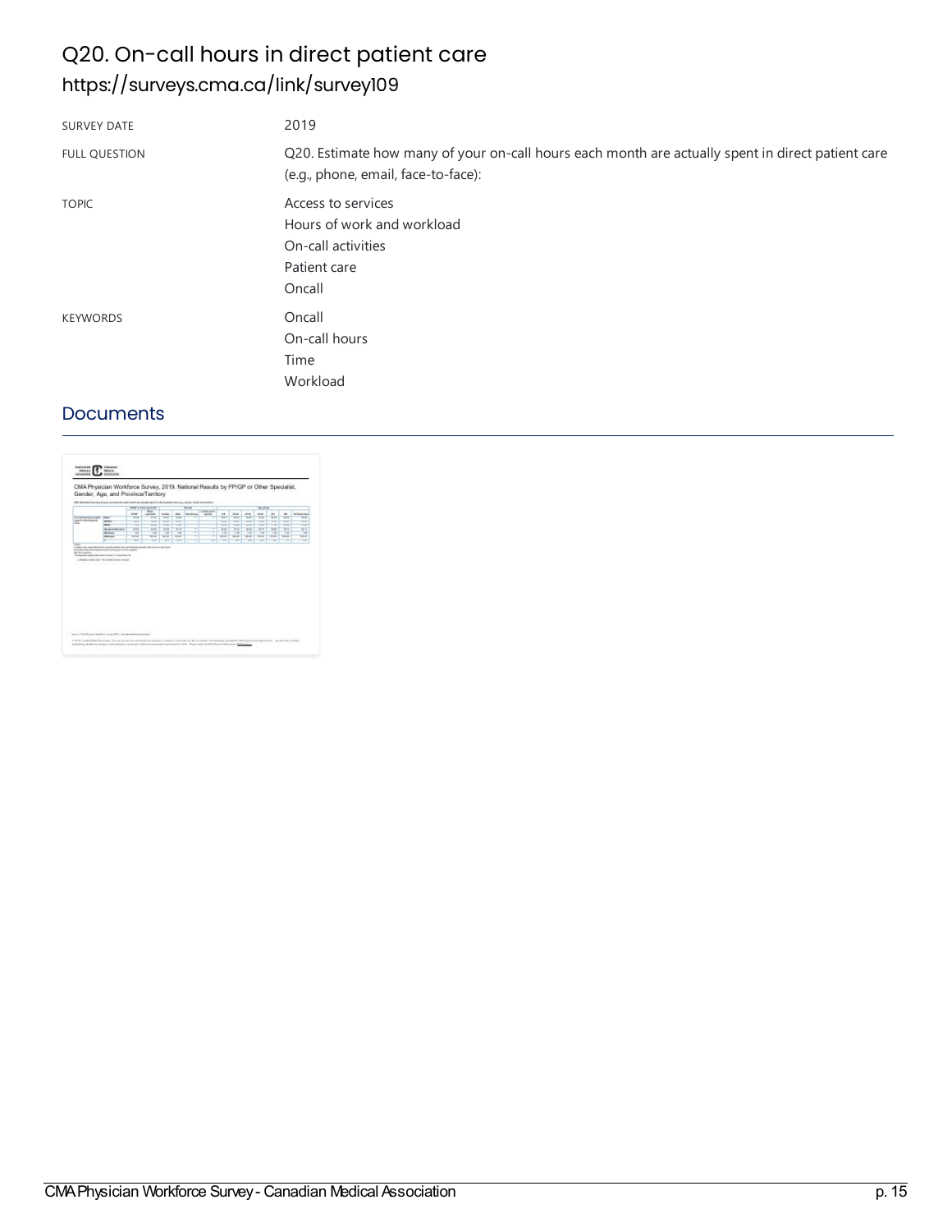# Q20. On-call hours in direct patient care

## https://surveys.cma.ca/link/survey109

| | |
|---|---|
| SURVEY DATE | 2019 |
| FULL QUESTION | Q20. Estimate how many of your on-call hours each month are actually spent in direct patient care (e.g., phone, email, face-to-face): |
| TOPIC | Access to services<br>Hours of work and workload<br>On-call activities<br>Patient care<br>Oncall |
| KEYWORDS | Oncall<br>On-call hours<br>Time<br>Workload |

## Documents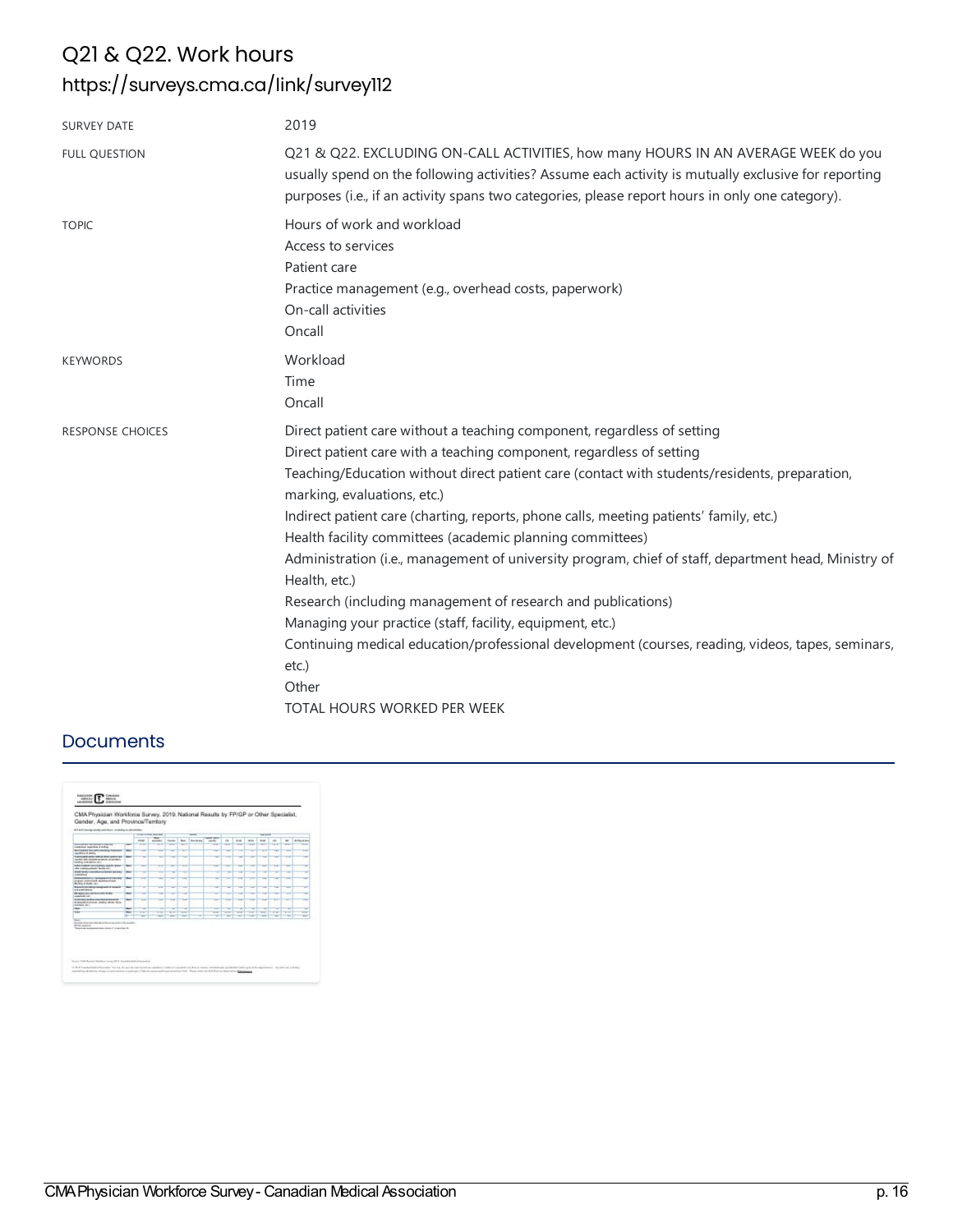# Q21 & Q22. Work hours

## https://surveys.cma.ca/link/survey112

| | |
|---|---|
| SURVEY DATE | 2019 |
| FULL QUESTION | Q21 & Q22. EXCLUDING ON-CALL ACTIVITIES, how many HOURS IN AN AVERAGE WEEK do you usually spend on the following activities? Assume each activity is mutually exclusive for reporting purposes (i.e., if an activity spans two categories, please report hours in only one category). |
| TOPIC | Hours of work and workload<br>Access to services<br>Patient care<br>Practice management (e.g., overhead costs, paperwork)<br>On-call activities<br>Oncall |
| KEYWORDS | Workload<br>Time<br>Oncall |
| RESPONSE CHOICES | Direct patient care without a teaching component, regardless of setting<br>Direct patient care with a teaching component, regardless of setting<br>Teaching/Education without direct patient care (contact with students/residents, preparation, marking, evaluations, etc.)<br>Indirect patient care (charting, reports, phone calls, meeting patients' family, etc.)<br>Health facility committees (academic planning committees)<br>Administration (i.e., management of university program, chief of staff, department head, Ministry of Health, etc.)<br>Research (including management of research and publications)<br>Managing your practice (staff, facility, equipment, etc.)<br>Continuing medical education/professional development (courses, reading, videos, tapes, seminars, etc.)<br>Other<br>TOTAL HOURS WORKED PER WEEK |

## Documents

CMA Physician Workforce Survey, 2019: National Results by FP/GP or Other Specialist, Gender, Age, and Province/Territory